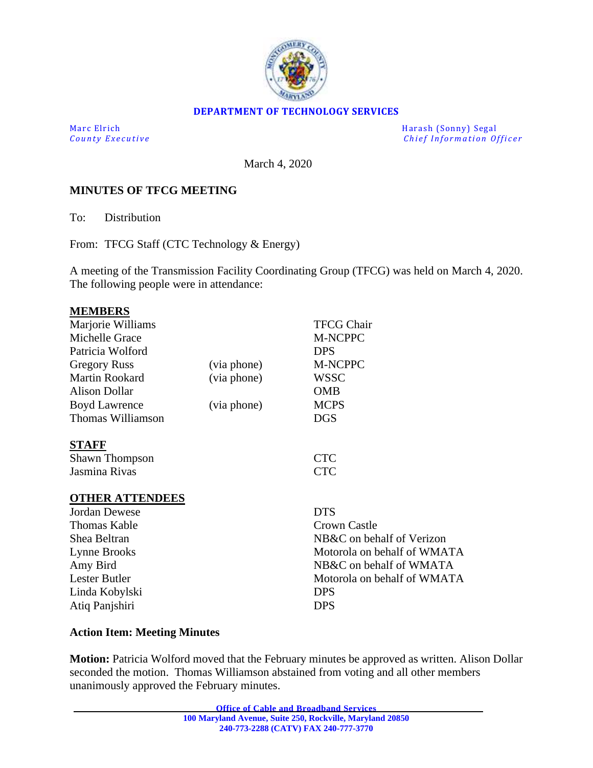**DEPARTMENT OF TECHNOLOGY SERVICES**

Marc Elrich
*County Executive*

Harash (Sonny) Segal
*Chief Information Officer*

March 4, 2020

**MINUTES OF TFCG MEETING**

To: Distribution

From: TFCG Staff (CTC Technology & Energy)

A meeting of the Transmission Facility Coordinating Group (TFCG) was held on March 4, 2020. The following people were in attendance:

**MEMBERS**

| | | |
|---|---|---|
| Marjorie Williams | | TFCG Chair |
| Michelle Grace | | M-NCPPC |
| Patricia Wolford | | DPS |
| Gregory Russ | (via phone) | M-NCPPC |
| Martin Rookard | (via phone) | WSSC |
| Alison Dollar | | OMB |
| Boyd Lawrence | (via phone) | MCPS |
| Thomas Williamson | | DGS |

**STAFF**

| | |
|---|---|
| Shawn Thompson | CTC |
| Jasmina Rivas | CTC |

**OTHER ATTENDEES**

| | |
|---|---|
| Jordan Dewese | DTS |
| Thomas Kable | Crown Castle |
| Shea Beltran | NB&C on behalf of Verizon |
| Lynne Brooks | Motorola on behalf of WMATA |
| Amy Bird | NB&C on behalf of WMATA |
| Lester Butler | Motorola on behalf of WMATA |
| Linda Kobylski | DPS |
| Atiq Panjshiri | DPS |

**Action Item: Meeting Minutes**

**Motion:** Patricia Wolford moved that the February minutes be approved as written. Alison Dollar seconded the motion. Thomas Williamson abstained from voting and all other members unanimously approved the February minutes.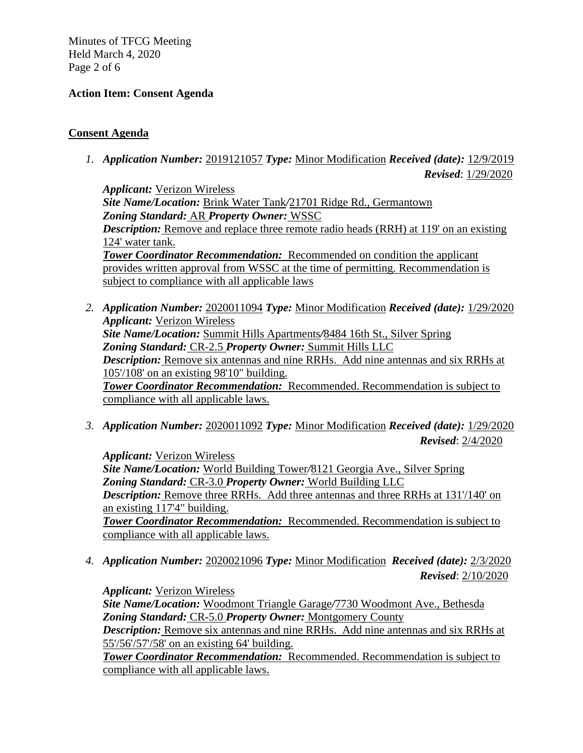**Action Item: Consent Agenda**

**Consent Agenda**

1. ***Application Number:*** 2019121057 ***Type:*** Minor Modification ***Received (date):*** 12/9/2019
   ***Revised***: 1/29/2020

   ***Applicant:*** Verizon Wireless
   ***Site Name/Location:*** Brink Water Tank/21701 Ridge Rd., Germantown
   ***Zoning Standard:*** AR ***Property Owner:*** WSSC
   ***Description:*** Remove and replace three remote radio heads (RRH) at 119' on an existing 124' water tank.
   ***Tower Coordinator Recommendation:*** Recommended on condition the applicant provides written approval from WSSC at the time of permitting. Recommendation is subject to compliance with all applicable laws

2. ***Application Number:*** 2020011094 ***Type:*** Minor Modification ***Received (date):*** 1/29/2020
   ***Applicant:*** Verizon Wireless
   ***Site Name/Location:*** Summit Hills Apartments/8484 16th St., Silver Spring
   ***Zoning Standard:*** CR-2.5 ***Property Owner:*** Summit Hills LLC
   ***Description:*** Remove six antennas and nine RRHs. Add nine antennas and six RRHs at 105'/108' on an existing 98'10" building.
   ***Tower Coordinator Recommendation:*** Recommended. Recommendation is subject to compliance with all applicable laws.

3. ***Application Number:*** 2020011092 ***Type:*** Minor Modification ***Received (date):*** 1/29/2020
   ***Revised***: 2/4/2020

   ***Applicant:*** Verizon Wireless
   ***Site Name/Location:*** World Building Tower/8121 Georgia Ave., Silver Spring
   ***Zoning Standard:*** CR-3.0 ***Property Owner:*** World Building LLC
   ***Description:*** Remove three RRHs. Add three antennas and three RRHs at 131'/140' on an existing 117'4" building.
   ***Tower Coordinator Recommendation:*** Recommended. Recommendation is subject to compliance with all applicable laws.

4. ***Application Number:*** 2020021096 ***Type:*** Minor Modification ***Received (date):*** 2/3/2020
   ***Revised***: 2/10/2020

   ***Applicant:*** Verizon Wireless
   ***Site Name/Location:*** Woodmont Triangle Garage/7730 Woodmont Ave., Bethesda
   ***Zoning Standard:*** CR-5.0 ***Property Owner:*** Montgomery County
   ***Description:*** Remove six antennas and nine RRHs. Add nine antennas and six RRHs at 55'/56'/57'/58' on an existing 64' building.
   ***Tower Coordinator Recommendation:*** Recommended. Recommendation is subject to compliance with all applicable laws.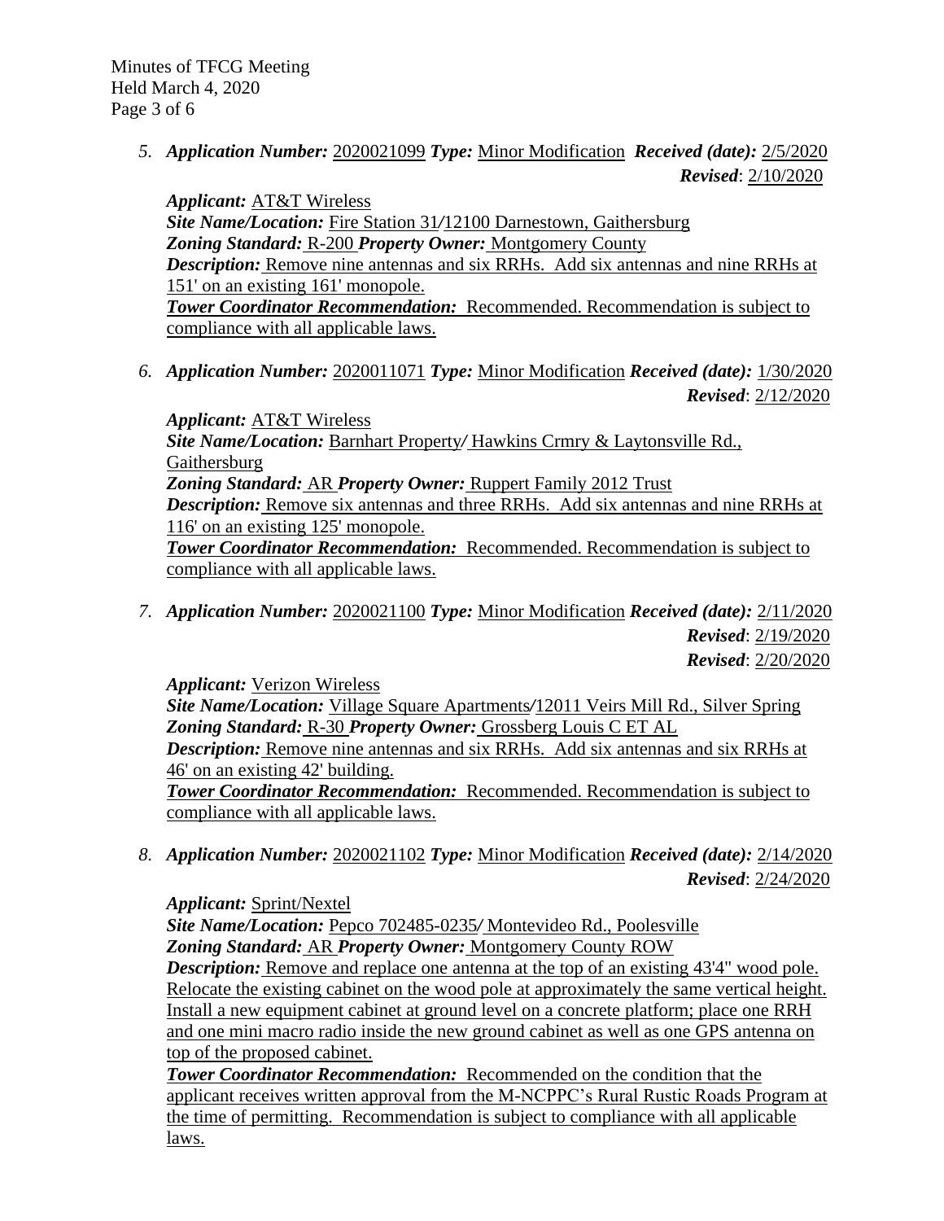5. ***Application Number:*** 2020021099 ***Type:*** Minor Modification ***Received (date):*** 2/5/2020
   ***Revised***: 2/10/2020

   ***Applicant:*** AT&T Wireless
   ***Site Name/Location:*** Fire Station 31/12100 Darnestown, Gaithersburg
   ***Zoning Standard:*** R-200 ***Property Owner:*** Montgomery County
   ***Description:*** Remove nine antennas and six RRHs. Add six antennas and nine RRHs at 151' on an existing 161' monopole.
   ***Tower Coordinator Recommendation:*** Recommended. Recommendation is subject to compliance with all applicable laws.

6. ***Application Number:*** 2020011071 ***Type:*** Minor Modification ***Received (date):*** 1/30/2020
   ***Revised***: 2/12/2020

   ***Applicant:*** AT&T Wireless
   ***Site Name/Location:*** Barnhart Property/ Hawkins Crmry & Laytonsville Rd., Gaithersburg
   ***Zoning Standard:*** AR ***Property Owner:*** Ruppert Family 2012 Trust
   ***Description:*** Remove six antennas and three RRHs. Add six antennas and nine RRHs at 116' on an existing 125' monopole.
   ***Tower Coordinator Recommendation:*** Recommended. Recommendation is subject to compliance with all applicable laws.

7. ***Application Number:*** 2020021100 ***Type:*** Minor Modification ***Received (date):*** 2/11/2020
   ***Revised***: 2/19/2020
   ***Revised***: 2/20/2020

   ***Applicant:*** Verizon Wireless
   ***Site Name/Location:*** Village Square Apartments/12011 Veirs Mill Rd., Silver Spring
   ***Zoning Standard:*** R-30 ***Property Owner:*** Grossberg Louis C ET AL
   ***Description:*** Remove nine antennas and six RRHs. Add six antennas and six RRHs at 46' on an existing 42' building.
   ***Tower Coordinator Recommendation:*** Recommended. Recommendation is subject to compliance with all applicable laws.

8. ***Application Number:*** 2020021102 ***Type:*** Minor Modification ***Received (date):*** 2/14/2020
   ***Revised***: 2/24/2020

   ***Applicant:*** Sprint/Nextel
   ***Site Name/Location:*** Pepco 702485-0235/ Montevideo Rd., Poolesville
   ***Zoning Standard:*** AR ***Property Owner:*** Montgomery County ROW
   ***Description:*** Remove and replace one antenna at the top of an existing 43'4" wood pole. Relocate the existing cabinet on the wood pole at approximately the same vertical height. Install a new equipment cabinet at ground level on a concrete platform; place one RRH and one mini macro radio inside the new ground cabinet as well as one GPS antenna on top of the proposed cabinet.
   ***Tower Coordinator Recommendation:*** Recommended on the condition that the applicant receives written approval from the M-NCPPC's Rural Rustic Roads Program at the time of permitting. Recommendation is subject to compliance with all applicable laws.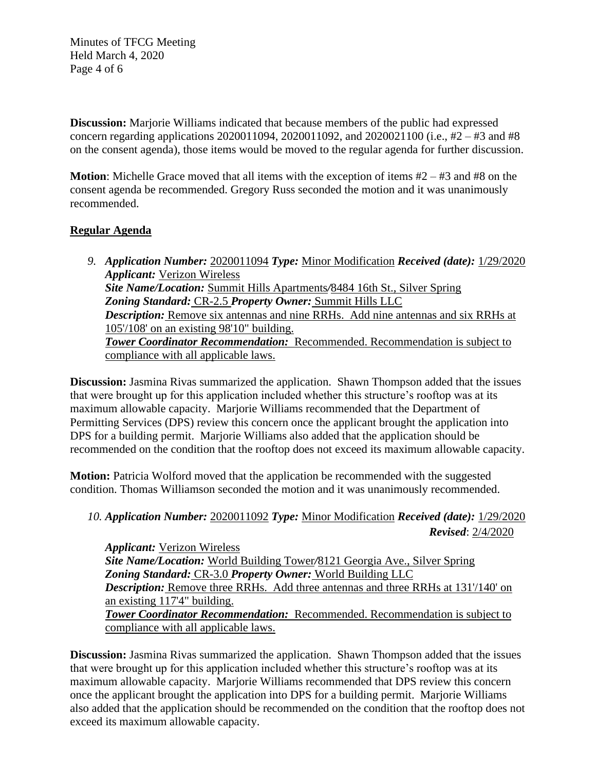**Discussion:** Marjorie Williams indicated that because members of the public had expressed concern regarding applications 2020011094, 2020011092, and 2020021100 (i.e., #2 – #3 and #8 on the consent agenda), those items would be moved to the regular agenda for further discussion.

**Motion**: Michelle Grace moved that all items with the exception of items #2 – #3 and #8 on the consent agenda be recommended. Gregory Russ seconded the motion and it was unanimously recommended.

## Regular Agenda

9. ***Application Number:*** 2020011094 ***Type:*** Minor Modification ***Received (date):*** 1/29/2020
   ***Applicant:*** Verizon Wireless
   ***Site Name/Location:*** Summit Hills Apartments/8484 16th St., Silver Spring
   ***Zoning Standard:*** CR-2.5 ***Property Owner:*** Summit Hills LLC
   ***Description:*** Remove six antennas and nine RRHs. Add nine antennas and six RRHs at 105'/108' on an existing 98'10" building.
   ***Tower Coordinator Recommendation:*** Recommended. Recommendation is subject to compliance with all applicable laws.

**Discussion:** Jasmina Rivas summarized the application. Shawn Thompson added that the issues that were brought up for this application included whether this structure's rooftop was at its maximum allowable capacity. Marjorie Williams recommended that the Department of Permitting Services (DPS) review this concern once the applicant brought the application into DPS for a building permit. Marjorie Williams also added that the application should be recommended on the condition that the rooftop does not exceed its maximum allowable capacity.

**Motion:** Patricia Wolford moved that the application be recommended with the suggested condition. Thomas Williamson seconded the motion and it was unanimously recommended.

10. ***Application Number:*** 2020011092 ***Type:*** Minor Modification ***Received (date):*** 1/29/2020
    ***Revised***: 2/4/2020
    ***Applicant:*** Verizon Wireless
    ***Site Name/Location:*** World Building Tower/8121 Georgia Ave., Silver Spring
    ***Zoning Standard:*** CR-3.0 ***Property Owner:*** World Building LLC
    ***Description:*** Remove three RRHs. Add three antennas and three RRHs at 131'/140' on an existing 117'4" building.
    ***Tower Coordinator Recommendation:*** Recommended. Recommendation is subject to compliance with all applicable laws.

**Discussion:** Jasmina Rivas summarized the application. Shawn Thompson added that the issues that were brought up for this application included whether this structure's rooftop was at its maximum allowable capacity. Marjorie Williams recommended that DPS review this concern once the applicant brought the application into DPS for a building permit. Marjorie Williams also added that the application should be recommended on the condition that the rooftop does not exceed its maximum allowable capacity.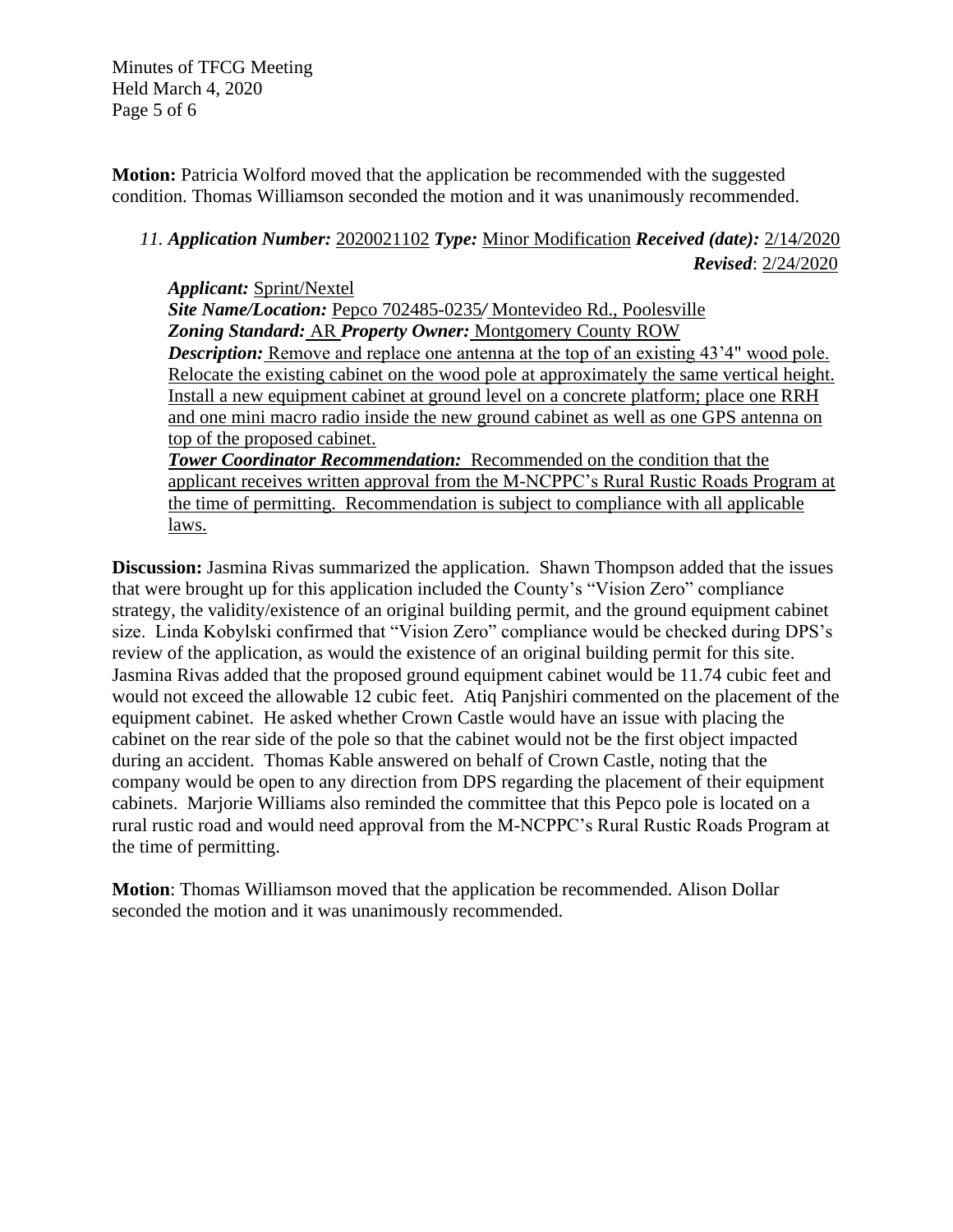**Motion:** Patricia Wolford moved that the application be recommended with the suggested condition. Thomas Williamson seconded the motion and it was unanimously recommended.

11. ***Application Number:*** 2020021102 ***Type:*** Minor Modification ***Received (date):*** 2/14/2020 ***Revised***: 2/24/2020

***Applicant:*** Sprint/Nextel
***Site Name/Location:*** Pepco 702485-0235*/* Montevideo Rd., Poolesville
***Zoning Standard:*** AR ***Property Owner:*** Montgomery County ROW
***Description:*** Remove and replace one antenna at the top of an existing 43'4" wood pole. Relocate the existing cabinet on the wood pole at approximately the same vertical height. Install a new equipment cabinet at ground level on a concrete platform; place one RRH and one mini macro radio inside the new ground cabinet as well as one GPS antenna on top of the proposed cabinet.
***Tower Coordinator Recommendation:*** Recommended on the condition that the applicant receives written approval from the M-NCPPC's Rural Rustic Roads Program at the time of permitting. Recommendation is subject to compliance with all applicable laws.

**Discussion:** Jasmina Rivas summarized the application. Shawn Thompson added that the issues that were brought up for this application included the County's "Vision Zero" compliance strategy, the validity/existence of an original building permit, and the ground equipment cabinet size. Linda Kobylski confirmed that "Vision Zero" compliance would be checked during DPS's review of the application, as would the existence of an original building permit for this site. Jasmina Rivas added that the proposed ground equipment cabinet would be 11.74 cubic feet and would not exceed the allowable 12 cubic feet. Atiq Panjshiri commented on the placement of the equipment cabinet. He asked whether Crown Castle would have an issue with placing the cabinet on the rear side of the pole so that the cabinet would not be the first object impacted during an accident. Thomas Kable answered on behalf of Crown Castle, noting that the company would be open to any direction from DPS regarding the placement of their equipment cabinets. Marjorie Williams also reminded the committee that this Pepco pole is located on a rural rustic road and would need approval from the M-NCPPC's Rural Rustic Roads Program at the time of permitting.

**Motion**: Thomas Williamson moved that the application be recommended. Alison Dollar seconded the motion and it was unanimously recommended.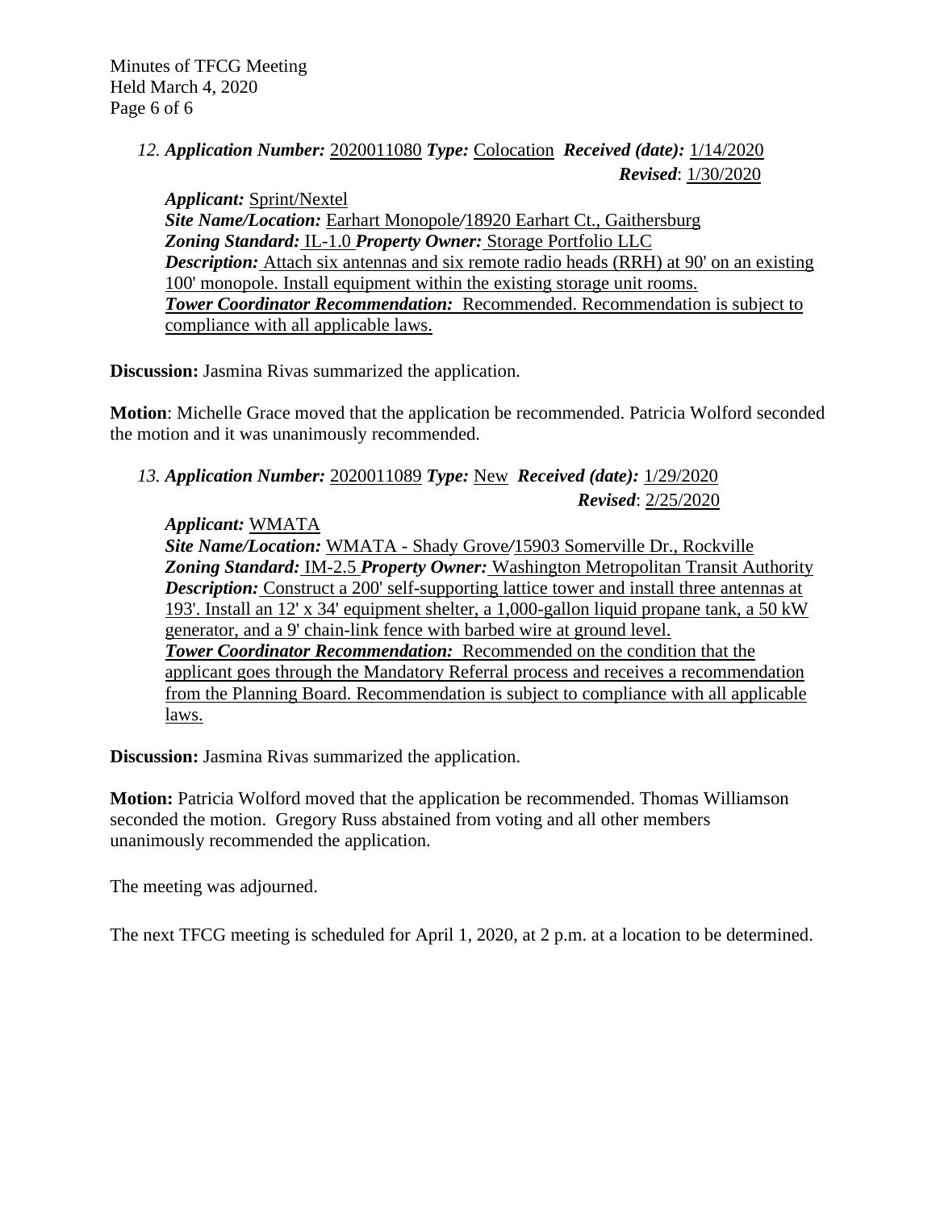*12.* ***Application Number:*** 2020011080 ***Type:*** Colocation ***Received (date):*** 1/14/2020
***Revised***: 1/30/2020

***Applicant:*** Sprint/Nextel
***Site Name/Location:*** Earhart Monopole/18920 Earhart Ct., Gaithersburg
***Zoning Standard:*** IL-1.0 ***Property Owner:*** Storage Portfolio LLC
***Description:*** Attach six antennas and six remote radio heads (RRH) at 90' on an existing 100' monopole. Install equipment within the existing storage unit rooms.
***Tower Coordinator Recommendation:*** Recommended. Recommendation is subject to compliance with all applicable laws.

**Discussion:** Jasmina Rivas summarized the application.

**Motion**: Michelle Grace moved that the application be recommended. Patricia Wolford seconded the motion and it was unanimously recommended.

*13.* ***Application Number:*** 2020011089 ***Type:*** New ***Received (date):*** 1/29/2020
***Revised***: 2/25/2020

***Applicant:*** WMATA
***Site Name/Location:*** WMATA - Shady Grove/15903 Somerville Dr., Rockville
***Zoning Standard:*** IM-2.5 ***Property Owner:*** Washington Metropolitan Transit Authority
***Description:*** Construct a 200' self-supporting lattice tower and install three antennas at 193'. Install an 12' x 34' equipment shelter, a 1,000-gallon liquid propane tank, a 50 kW generator, and a 9' chain-link fence with barbed wire at ground level.
***Tower Coordinator Recommendation:*** Recommended on the condition that the applicant goes through the Mandatory Referral process and receives a recommendation from the Planning Board. Recommendation is subject to compliance with all applicable laws.

**Discussion:** Jasmina Rivas summarized the application.

**Motion:** Patricia Wolford moved that the application be recommended. Thomas Williamson seconded the motion. Gregory Russ abstained from voting and all other members unanimously recommended the application.

The meeting was adjourned.

The next TFCG meeting is scheduled for April 1, 2020, at 2 p.m. at a location to be determined.